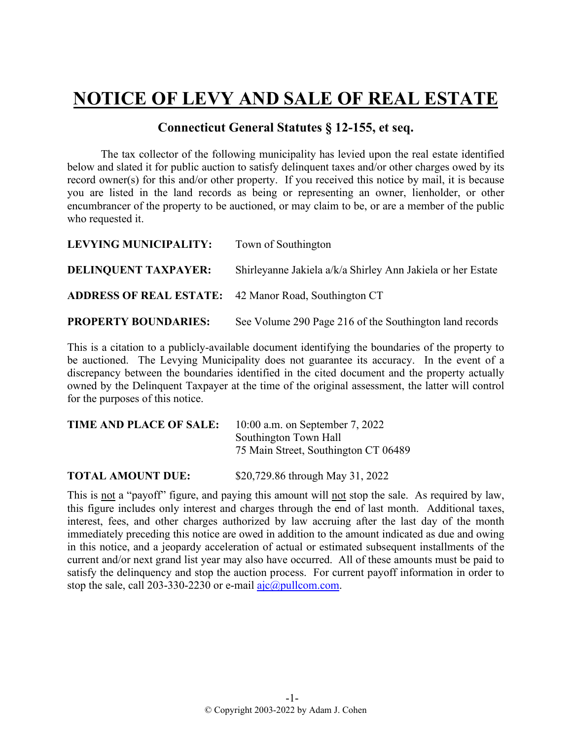# NOTICE OF LEVY AND SALE OF REAL ESTATE

## Connecticut General Statutes § 12-155, et seq.

The tax collector of the following municipality has levied upon the real estate identified below and slated it for public auction to satisfy delinquent taxes and/or other charges owed by its record owner(s) for this and/or other property. If you received this notice by mail, it is because you are listed in the land records as being or representing an owner, lienholder, or other encumbrancer of the property to be auctioned, or may claim to be, or are a member of the public who requested it.

**LEVYING MUNICIPALITY:** Town of Southington

**DELINQUENT TAXPAYER:** Shirleyanne Jakiela a/k/a Shirley Ann Jakiela or her Estate

**ADDRESS OF REAL ESTATE:** 42 Manor Road, Southington CT

**PROPERTY BOUNDARIES:** See Volume 290 Page 216 of the Southington land records

This is a citation to a publicly-available document identifying the boundaries of the property to be auctioned. The Levying Municipality does not guarantee its accuracy. In the event of a discrepancy between the boundaries identified in the cited document and the property actually owned by the Delinquent Taxpayer at the time of the original assessment, the latter will control for the purposes of this notice.

**TIME AND PLACE OF SALE:** 10:00 a.m. on September 7, 2022
Southington Town Hall
75 Main Street, Southington CT 06489

**TOTAL AMOUNT DUE:** $20,729.86 through May 31, 2022

This is not a "payoff" figure, and paying this amount will not stop the sale. As required by law, this figure includes only interest and charges through the end of last month. Additional taxes, interest, fees, and other charges authorized by law accruing after the last day of the month immediately preceding this notice are owed in addition to the amount indicated as due and owing in this notice, and a jeopardy acceleration of actual or estimated subsequent installments of the current and/or next grand list year may also have occurred. All of these amounts must be paid to satisfy the delinquency and stop the auction process. For current payoff information in order to stop the sale, call 203-330-2230 or e-mail ajc@pullcom.com.

© Copyright 2003-2022 by Adam J. Cohen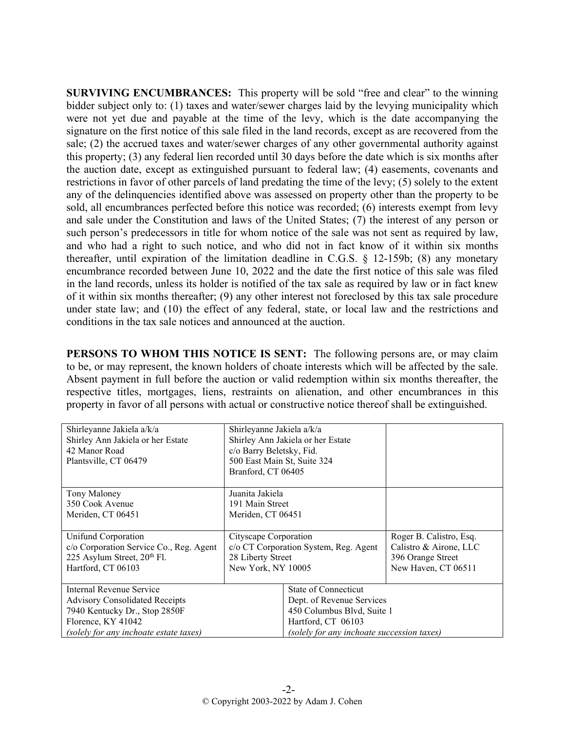**SURVIVING ENCUMBRANCES:** This property will be sold "free and clear" to the winning bidder subject only to: (1) taxes and water/sewer charges laid by the levying municipality which were not yet due and payable at the time of the levy, which is the date accompanying the signature on the first notice of this sale filed in the land records, except as are recovered from the sale; (2) the accrued taxes and water/sewer charges of any other governmental authority against this property; (3) any federal lien recorded until 30 days before the date which is six months after the auction date, except as extinguished pursuant to federal law; (4) easements, covenants and restrictions in favor of other parcels of land predating the time of the levy; (5) solely to the extent any of the delinquencies identified above was assessed on property other than the property to be sold, all encumbrances perfected before this notice was recorded; (6) interests exempt from levy and sale under the Constitution and laws of the United States; (7) the interest of any person or such person's predecessors in title for whom notice of the sale was not sent as required by law, and who had a right to such notice, and who did not in fact know of it within six months thereafter, until expiration of the limitation deadline in C.G.S. § 12-159b; (8) any monetary encumbrance recorded between June 10, 2022 and the date the first notice of this sale was filed in the land records, unless its holder is notified of the tax sale as required by law or in fact knew of it within six months thereafter; (9) any other interest not foreclosed by this tax sale procedure under state law; and (10) the effect of any federal, state, or local law and the restrictions and conditions in the tax sale notices and announced at the auction.

**PERSONS TO WHOM THIS NOTICE IS SENT:** The following persons are, or may claim to be, or may represent, the known holders of choate interests which will be affected by the sale. Absent payment in full before the auction or valid redemption within six months thereafter, the respective titles, mortgages, liens, restraints on alienation, and other encumbrances in this property in favor of all persons with actual or constructive notice thereof shall be extinguished.

| | | |
|---|---|---|
| Shirleyanne Jakiela a/k/a<br>Shirley Ann Jakiela or her Estate<br>42 Manor Road<br>Plantsville, CT 06479 | Shirleyanne Jakiela a/k/a<br>Shirley Ann Jakiela or her Estate<br>c/o Barry Beletsky, Fid.<br>500 East Main St, Suite 324<br>Branford, CT 06405 | |
| Tony Maloney<br>350 Cook Avenue<br>Meriden, CT 06451 | Juanita Jakiela<br>191 Main Street<br>Meriden, CT 06451 | |
| Unifund Corporation<br>c/o Corporation Service Co., Reg. Agent<br>225 Asylum Street, 20th Fl.<br>Hartford, CT 06103 | Cityscape Corporation<br>c/o CT Corporation System, Reg. Agent<br>28 Liberty Street<br>New York, NY 10005 | Roger B. Calistro, Esq.<br>Calistro & Airone, LLC<br>396 Orange Street<br>New Haven, CT 06511 |
| Internal Revenue Service<br>Advisory Consolidated Receipts<br>7940 Kentucky Dr., Stop 2850F<br>Florence, KY 41042<br>*(solely for any inchoate estate taxes)* | State of Connecticut<br>Dept. of Revenue Services<br>450 Columbus Blvd, Suite 1<br>Hartford, CT 06103<br>*(solely for any inchoate succession taxes)* | |

© Copyright 2003-2022 by Adam J. Cohen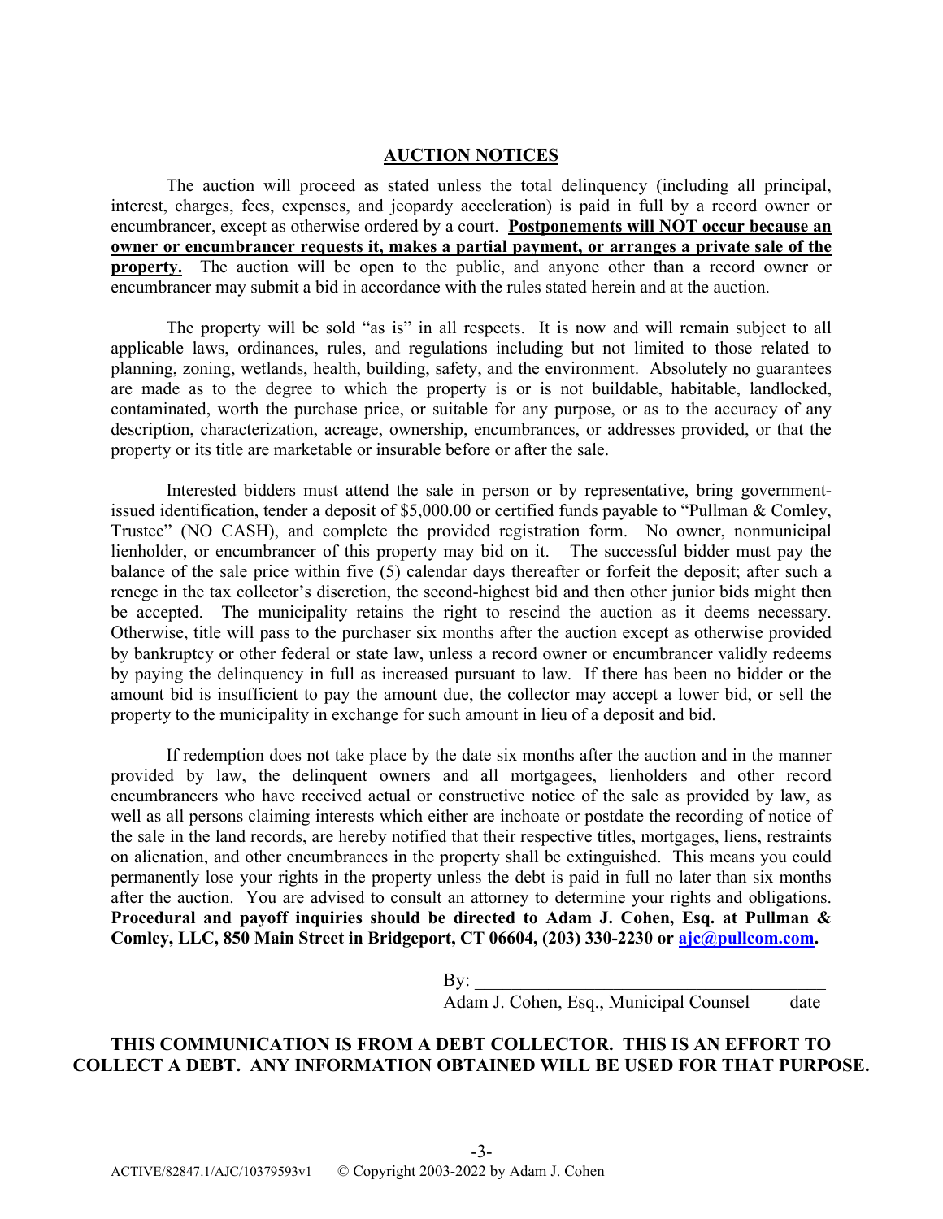## AUCTION NOTICES

The auction will proceed as stated unless the total delinquency (including all principal, interest, charges, fees, expenses, and jeopardy acceleration) is paid in full by a record owner or encumbrancer, except as otherwise ordered by a court. **Postponements will NOT occur because an owner or encumbrancer requests it, makes a partial payment, or arranges a private sale of the property.** The auction will be open to the public, and anyone other than a record owner or encumbrancer may submit a bid in accordance with the rules stated herein and at the auction.

The property will be sold "as is" in all respects. It is now and will remain subject to all applicable laws, ordinances, rules, and regulations including but not limited to those related to planning, zoning, wetlands, health, building, safety, and the environment. Absolutely no guarantees are made as to the degree to which the property is or is not buildable, habitable, landlocked, contaminated, worth the purchase price, or suitable for any purpose, or as to the accuracy of any description, characterization, acreage, ownership, encumbrances, or addresses provided, or that the property or its title are marketable or insurable before or after the sale.

Interested bidders must attend the sale in person or by representative, bring government-issued identification, tender a deposit of $5,000.00 or certified funds payable to "Pullman & Comley, Trustee" (NO CASH), and complete the provided registration form. No owner, nonmunicipal lienholder, or encumbrancer of this property may bid on it. The successful bidder must pay the balance of the sale price within five (5) calendar days thereafter or forfeit the deposit; after such a renege in the tax collector's discretion, the second-highest bid and then other junior bids might then be accepted. The municipality retains the right to rescind the auction as it deems necessary. Otherwise, title will pass to the purchaser six months after the auction except as otherwise provided by bankruptcy or other federal or state law, unless a record owner or encumbrancer validly redeems by paying the delinquency in full as increased pursuant to law. If there has been no bidder or the amount bid is insufficient to pay the amount due, the collector may accept a lower bid, or sell the property to the municipality in exchange for such amount in lieu of a deposit and bid.

If redemption does not take place by the date six months after the auction and in the manner provided by law, the delinquent owners and all mortgagees, lienholders and other record encumbrancers who have received actual or constructive notice of the sale as provided by law, as well as all persons claiming interests which either are inchoate or postdate the recording of notice of the sale in the land records, are hereby notified that their respective titles, mortgages, liens, restraints on alienation, and other encumbrances in the property shall be extinguished. This means you could permanently lose your rights in the property unless the debt is paid in full no later than six months after the auction. You are advised to consult an attorney to determine your rights and obligations. **Procedural and payoff inquiries should be directed to Adam J. Cohen, Esq. at Pullman & Comley, LLC, 850 Main Street in Bridgeport, CT 06604, (203) 330-2230 or ajc@pullcom.com.**

By: ____________________________________

Adam J. Cohen, Esq., Municipal Counsel date

**THIS COMMUNICATION IS FROM A DEBT COLLECTOR. THIS IS AN EFFORT TO COLLECT A DEBT. ANY INFORMATION OBTAINED WILL BE USED FOR THAT PURPOSE.**

ACTIVE/82847.1/AJC/10379593v1 © Copyright 2003-2022 by Adam J. Cohen